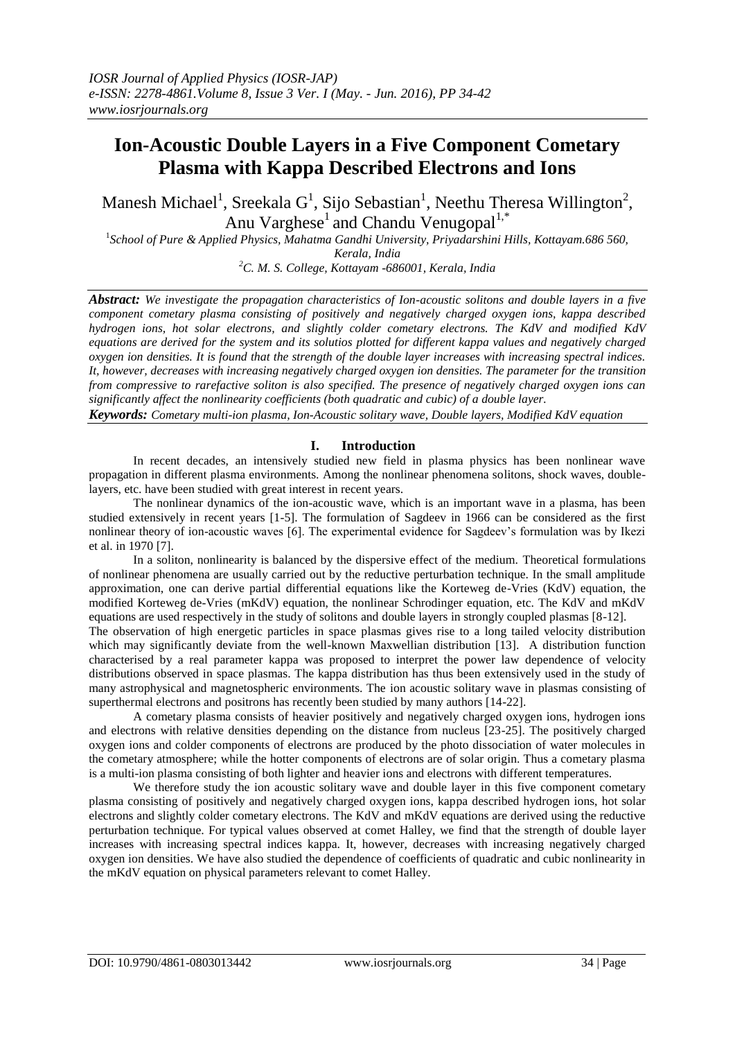# Ion-Acoustic Double Layers in a Five Component Cometary Plasma with Kappa Described Electrons and Ions

Manesh Michael[1], Sreekala G[1], Sijo Sebastian[1], Neethu Theresa Willington[2], Anu Varghese[1] and Chandu Venugopal[1,*]

[1]*School of Pure & Applied Physics, Mahatma Gandhi University, Priyadarshini Hills, Kottayam.686 560, Kerala, India*

[2]*C. M. S. College, Kottayam -686001, Kerala, India*

***Abstract:*** *We investigate the propagation characteristics of Ion-acoustic solitons and double layers in a five component cometary plasma consisting of positively and negatively charged oxygen ions, kappa described hydrogen ions, hot solar electrons, and slightly colder cometary electrons. The KdV and modified KdV equations are derived for the system and its solutios plotted for different kappa values and negatively charged oxygen ion densities. It is found that the strength of the double layer increases with increasing spectral indices. It, however, decreases with increasing negatively charged oxygen ion densities. The parameter for the transition from compressive to rarefactive soliton is also specified. The presence of negatively charged oxygen ions can significantly affect the nonlinearity coefficients (both quadratic and cubic) of a double layer.*

***Keywords:*** *Cometary multi-ion plasma, Ion-Acoustic solitary wave, Double layers, Modified KdV equation*

## I. Introduction

In recent decades, an intensively studied new field in plasma physics has been nonlinear wave propagation in different plasma environments. Among the nonlinear phenomena solitons, shock waves, double-layers, etc. have been studied with great interest in recent years.

The nonlinear dynamics of the ion-acoustic wave, which is an important wave in a plasma, has been studied extensively in recent years [1-5]. The formulation of Sagdeev in 1966 can be considered as the first nonlinear theory of ion-acoustic waves [6]. The experimental evidence for Sagdeev's formulation was by Ikezi et al. in 1970 [7].

In a soliton, nonlinearity is balanced by the dispersive effect of the medium. Theoretical formulations of nonlinear phenomena are usually carried out by the reductive perturbation technique. In the small amplitude approximation, one can derive partial differential equations like the Korteweg de-Vries (KdV) equation, the modified Korteweg de-Vries (mKdV) equation, the nonlinear Schrodinger equation, etc. The KdV and mKdV equations are used respectively in the study of solitons and double layers in strongly coupled plasmas [8-12].

The observation of high energetic particles in space plasmas gives rise to a long tailed velocity distribution which may significantly deviate from the well-known Maxwellian distribution [13]. A distribution function characterised by a real parameter kappa was proposed to interpret the power law dependence of velocity distributions observed in space plasmas. The kappa distribution has thus been extensively used in the study of many astrophysical and magnetospheric environments. The ion acoustic solitary wave in plasmas consisting of superthermal electrons and positrons has recently been studied by many authors [14-22].

A cometary plasma consists of heavier positively and negatively charged oxygen ions, hydrogen ions and electrons with relative densities depending on the distance from nucleus [23-25]. The positively charged oxygen ions and colder components of electrons are produced by the photo dissociation of water molecules in the cometary atmosphere; while the hotter components of electrons are of solar origin. Thus a cometary plasma is a multi-ion plasma consisting of both lighter and heavier ions and electrons with different temperatures.

We therefore study the ion acoustic solitary wave and double layer in this five component cometary plasma consisting of positively and negatively charged oxygen ions, kappa described hydrogen ions, hot solar electrons and slightly colder cometary electrons. The KdV and mKdV equations are derived using the reductive perturbation technique. For typical values observed at comet Halley, we find that the strength of double layer increases with increasing spectral indices kappa. It, however, decreases with increasing negatively charged oxygen ion densities. We have also studied the dependence of coefficients of quadratic and cubic nonlinearity in the mKdV equation on physical parameters relevant to comet Halley.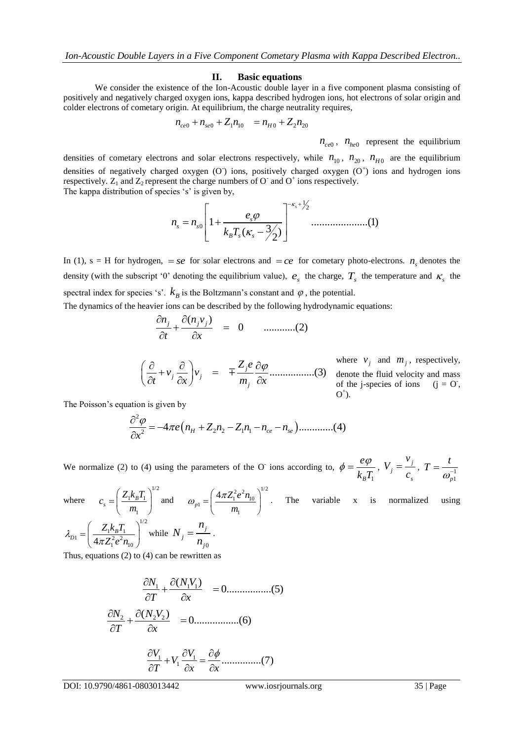## II. Basic equations

We consider the existence of the Ion-Acoustic double layer in a five component plasma consisting of positively and negatively charged oxygen ions, kappa described hydrogen ions, hot electrons of solar origin and colder electrons of cometary origin. At equilibrium, the charge neutrality requires,

$$n_{ce0} + n_{se0} + Z_1 n_{10} = n_{H0} + Z_2 n_{20}$$

$n_{ce0}$, $n_{he0}$ represent the equilibrium densities of cometary electrons and solar electrons respectively, while $n_{10}$, $n_{20}$, $n_{H0}$ are the equilibrium densities of negatively charged oxygen ($O^-$) ions, positively charged oxygen ($O^+$) ions and hydrogen ions respectively. $Z_1$ and $Z_2$ represent the charge numbers of $O^-$ and $O^+$ ions respectively.

The kappa distribution of species 's' is given by,

$$n_s = n_{s0}\left[1 + \frac{e_s \varphi}{k_B T_s (\kappa_s - 3/2)}\right]^{-\kappa_s + 1/2} \quad \text{.....................(1)}$$

In (1), s = H for hydrogen, $= se$ for solar electrons and $= ce$ for cometary photo-electrons. $n_s$ denotes the density (with the subscript '0' denoting the equilibrium value), $e_s$ the charge, $T_s$ the temperature and $\kappa_s$ the spectral index for species 's'. $k_B$ is the Boltzmann's constant and $\varphi$, the potential.

The dynamics of the heavier ions can be described by the following hydrodynamic equations:

$$\frac{\partial n_j}{\partial t} + \frac{\partial (n_j v_j)}{\partial x} = 0 \quad \text{............(2)}$$

$$\left(\frac{\partial}{\partial t} + v_j \frac{\partial}{\partial x}\right) v_j = \mp \frac{Z_j e}{m_j}\frac{\partial \varphi}{\partial x} \quad \text{.................(3)}$$

where $v_j$ and $m_j$, respectively, denote the fluid velocity and mass of the j-species of ions (j = $O^-$, $O^+$).

The Poisson's equation is given by

$$\frac{\partial^2 \varphi}{\partial x^2} = -4\pi e\left(n_H + Z_2 n_2 - Z_1 n_1 - n_{ce} - n_{se}\right) \quad \text{.............(4)}$$

We normalize (2) to (4) using the parameters of the $O^-$ ions according to, $\phi = \frac{e\varphi}{k_B T_1}$, $V_j = \frac{v_j}{c_s}$, $T = \frac{t}{\omega_{p1}^{-1}}$ where $c_s = \left(\frac{Z_1 k_B T_1}{m_1}\right)^{1/2}$ and $\omega_{p1} = \left(\frac{4\pi Z_1^2 e^2 n_{10}}{m_1}\right)^{1/2}$. The variable x is normalized using $\lambda_{D1} = \left(\frac{Z_1 k_B T_1}{4\pi Z_1^2 e^2 n_{10}}\right)^{1/2}$ while $N_j = \frac{n_j}{n_{j0}}$.

Thus, equations (2) to (4) can be rewritten as

$$\frac{\partial N_1}{\partial T} + \frac{\partial (N_1 V_1)}{\partial x} = 0 \quad \text{.................(5)}$$

$$\frac{\partial N_2}{\partial T} + \frac{\partial (N_2 V_2)}{\partial x} = 0 \quad \text{.................(6)}$$

$$\frac{\partial V_1}{\partial T} + V_1 \frac{\partial V_1}{\partial x} = \frac{\partial \phi}{\partial x} \quad \text{...............(7)}$$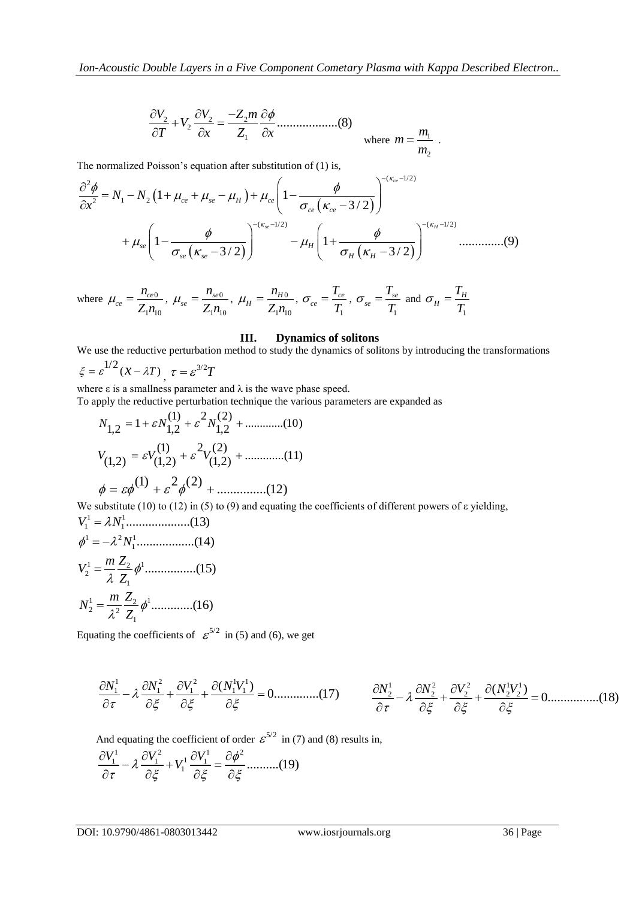$$\frac{\partial V_2}{\partial T} + V_2 \frac{\partial V_2}{\partial x} = \frac{-Z_2 m}{Z_1} \frac{\partial \phi}{\partial x} ..................(8)$$

where $m = \frac{m_1}{m_2}$ .

The normalized Poisson's equation after substitution of (1) is,

$$\frac{\partial^2 \phi}{\partial x^2} = N_1 - N_2 \left(1 + \mu_{ce} + \mu_{se} - \mu_H\right) + \mu_{ce} \left(1 - \frac{\phi}{\sigma_{ce}\left(\kappa_{ce} - 3/2\right)}\right)^{-(\kappa_{ce} - 1/2)}$$

$$+ \mu_{se} \left(1 - \frac{\phi}{\sigma_{se}\left(\kappa_{se} - 3/2\right)}\right)^{-(\kappa_{se} - 1/2)} - \mu_H \left(1 + \frac{\phi}{\sigma_H\left(\kappa_H - 3/2\right)}\right)^{-(\kappa_H - 1/2)} ..............(9)$$

where $\mu_{ce} = \frac{n_{ce0}}{Z_1 n_{10}}$, $\mu_{se} = \frac{n_{se0}}{Z_1 n_{10}}$, $\mu_H = \frac{n_{H0}}{Z_1 n_{10}}$, $\sigma_{ce} = \frac{T_{ce}}{T_1}$, $\sigma_{se} = \frac{T_{se}}{T_1}$ and $\sigma_H = \frac{T_H}{T_1}$

## III. Dynamics of solitons

We use the reductive perturbation method to study the dynamics of solitons by introducing the transformations

$\xi = \varepsilon^{1/2}(x - \lambda T)$, $\tau = \varepsilon^{3/2} T$

where ε is a smallness parameter and λ is the wave phase speed.

To apply the reductive perturbation technique the various parameters are expanded as

$$N_{1,2} = 1 + \varepsilon N_{1,2}^{(1)} + \varepsilon^2 N_{1,2}^{(2)} + .............(10)$$

$$V_{(1,2)} = \varepsilon V_{(1,2)}^{(1)} + \varepsilon^2 V_{(1,2)}^{(2)} + .............(11)$$

$$\phi = \varepsilon \phi^{(1)} + \varepsilon^2 \phi^{(2)} + ...............(12)$$

We substitute (10) to (12) in (5) to (9) and equating the coefficients of different powers of ε yielding,

$$V_1^1 = \lambda N_1^1 ....................(13)$$

$$\phi^1 = -\lambda^2 N_1^1 ..................(14)$$

$$V_2^1 = \frac{m}{\lambda} \frac{Z_2}{Z_1} \phi^1 ................(15)$$

$$N_2^1 = \frac{m}{\lambda^2} \frac{Z_2}{Z_1} \phi^1 .............(16)$$

Equating the coefficients of $\varepsilon^{5/2}$ in (5) and (6), we get

$$\frac{\partial N_1^1}{\partial \tau} - \lambda \frac{\partial N_1^2}{\partial \xi} + \frac{\partial V_1^2}{\partial \xi} + \frac{\partial (N_1^1 V_1^1)}{\partial \xi} = 0 ..............(17)$$

$$\frac{\partial N_2^1}{\partial \tau} - \lambda \frac{\partial N_2^2}{\partial \xi} + \frac{\partial V_2^2}{\partial \xi} + \frac{\partial (N_2^1 V_2^1)}{\partial \xi} = 0 ................(18)$$

And equating the coefficient of order $\varepsilon^{5/2}$ in (7) and (8) results in,

$$\frac{\partial V_1^1}{\partial \tau} - \lambda \frac{\partial V_1^2}{\partial \xi} + V_1^1 \frac{\partial V_1^1}{\partial \xi} = \frac{\partial \phi^2}{\partial \xi} ..........(19)$$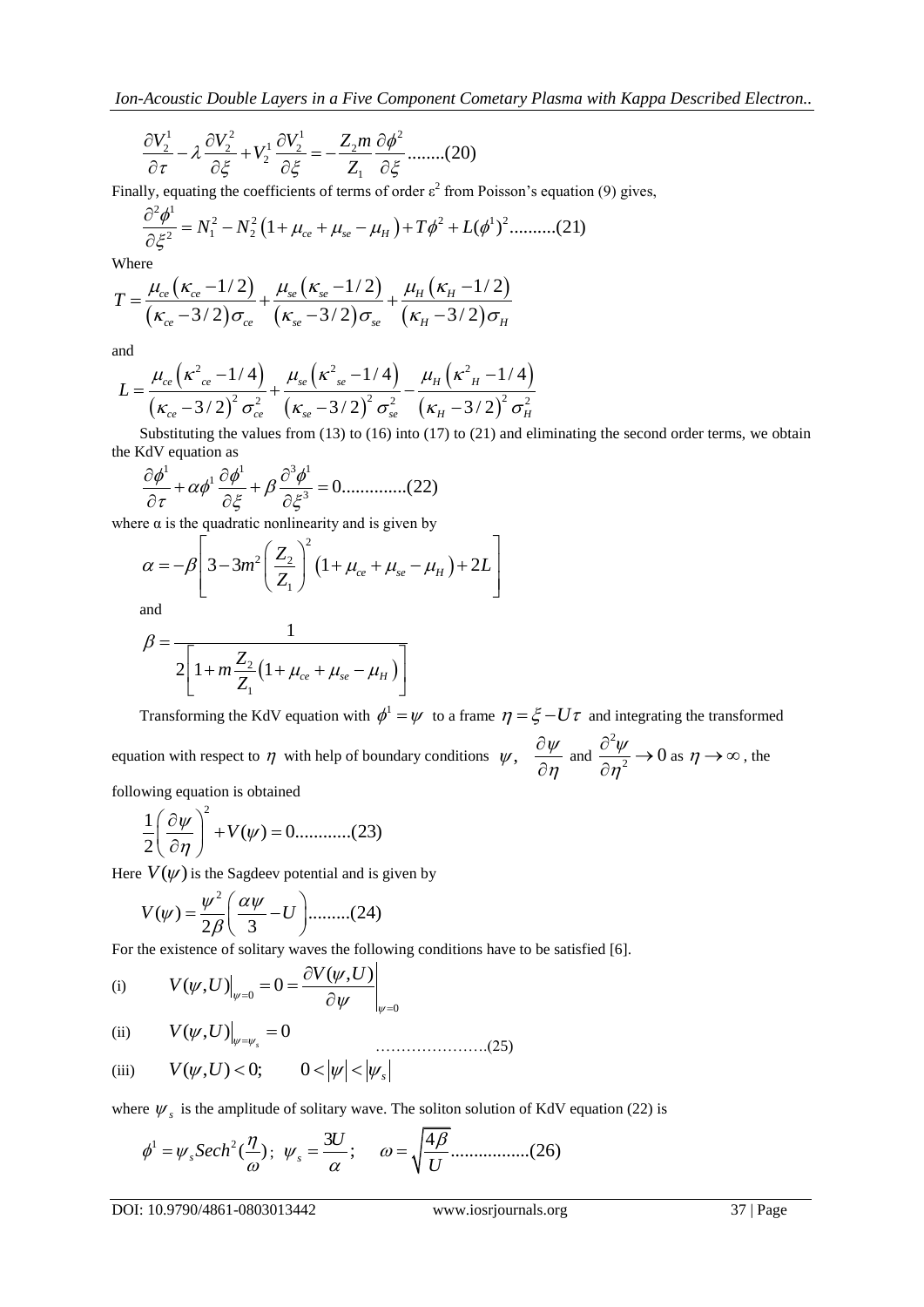$$\frac{\partial V_2^1}{\partial \tau} - \lambda \frac{\partial V_2^2}{\partial \xi} + V_2^1 \frac{\partial V_2^1}{\partial \xi} = -\frac{Z_2 m}{Z_1} \frac{\partial \phi^2}{\partial \xi} \text{........(20)}$$

Finally, equating the coefficients of terms of order $\varepsilon^2$ from Poisson's equation (9) gives,

$$\frac{\partial^2 \phi^1}{\partial \xi^2} = N_1^2 - N_2^2 \left(1 + \mu_{ce} + \mu_{se} - \mu_H\right) + T\phi^2 + L(\phi^1)^2 \text{..........(21)}$$

Where

$$T = \frac{\mu_{ce}\left(\kappa_{ce} - 1/2\right)}{\left(\kappa_{ce} - 3/2\right)\sigma_{ce}} + \frac{\mu_{se}\left(\kappa_{se} - 1/2\right)}{\left(\kappa_{se} - 3/2\right)\sigma_{se}} + \frac{\mu_H\left(\kappa_H - 1/2\right)}{\left(\kappa_H - 3/2\right)\sigma_H}$$

and

$$L = \frac{\mu_{ce}\left(\kappa^2{}_{ce} - 1/4\right)}{\left(\kappa_{ce} - 3/2\right)^2 \sigma_{ce}^2} + \frac{\mu_{se}\left(\kappa^2{}_{se} - 1/4\right)}{\left(\kappa_{se} - 3/2\right)^2 \sigma_{se}^2} - \frac{\mu_H\left(\kappa^2{}_H - 1/4\right)}{\left(\kappa_H - 3/2\right)^2 \sigma_H^2}$$

Substituting the values from (13) to (16) into (17) to (21) and eliminating the second order terms, we obtain the KdV equation as

$$\frac{\partial \phi^1}{\partial \tau} + \alpha \phi^1 \frac{\partial \phi^1}{\partial \xi} + \beta \frac{\partial^3 \phi^1}{\partial \xi^3} = 0 \text{..............(22)}$$

where $\alpha$ is the quadratic nonlinearity and is given by

$$\alpha = -\beta \left[ 3 - 3m^2 \left(\frac{Z_2}{Z_1}\right)^2 \left(1 + \mu_{ce} + \mu_{se} - \mu_H\right) + 2L \right]$$

and

$$\beta = \frac{1}{2\left[1 + m\frac{Z_2}{Z_1}\left(1 + \mu_{ce} + \mu_{se} - \mu_H\right)\right]}$$

Transforming the KdV equation with $\phi^1 = \psi$ to a frame $\eta = \xi - U\tau$ and integrating the transformed equation with respect to $\eta$ with help of boundary conditions $\psi$, $\frac{\partial \psi}{\partial \eta}$ and $\frac{\partial^2 \psi}{\partial \eta^2} \to 0$ as $\eta \to \infty$, the following equation is obtained

$$\frac{1}{2}\left(\frac{\partial \psi}{\partial \eta}\right)^2 + V(\psi) = 0 \text{............(23)}$$

Here $V(\psi)$ is the Sagdeev potential and is given by

$$V(\psi) = \frac{\psi^2}{2\beta}\left(\frac{\alpha \psi}{3} - U\right) \text{.........(24)}$$

For the existence of solitary waves the following conditions have to be satisfied [6].

(i) $\quad V(\psi, U)\big|_{\psi=0} = 0 = \left.\frac{\partial V(\psi, U)}{\partial \psi}\right|_{\psi=0}$

(ii) $\quad V(\psi, U)\big|_{\psi=\psi_s} = 0$ ......................(25)

(iii) $\quad V(\psi, U) < 0; \qquad 0 < |\psi| < |\psi_s|$

where $\psi_s$ is the amplitude of solitary wave. The soliton solution of KdV equation (22) is

$$\phi^1 = \psi_s Sech^2\left(\frac{\eta}{\omega}\right); \;\; \psi_s = \frac{3U}{\alpha}; \quad \omega = \sqrt{\frac{4\beta}{U}} \text{.................(26)}$$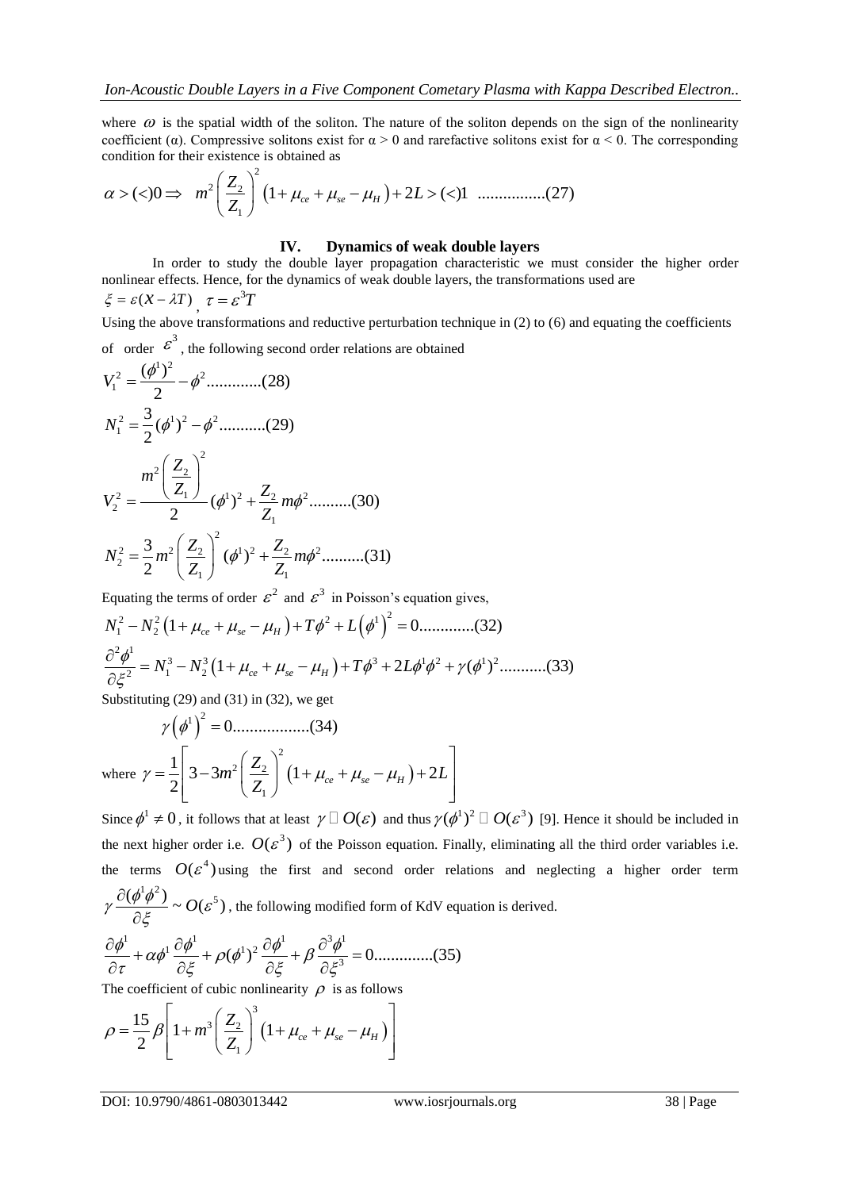where $\omega$ is the spatial width of the soliton. The nature of the soliton depends on the sign of the nonlinearity coefficient (α). Compressive solitons exist for α > 0 and rarefactive solitons exist for α < 0. The corresponding condition for their existence is obtained as

$$\alpha > (<) 0 \Rightarrow \quad m^2 \left(\frac{Z_2}{Z_1}\right)^2 \left(1+\mu_{ce}+\mu_{se}-\mu_H\right) + 2L > (<) 1 \quad \text{................(27)}$$

## IV. Dynamics of weak double layers

In order to study the double layer propagation characteristic we must consider the higher order nonlinear effects. Hence, for the dynamics of weak double layers, the transformations used are

$\xi = \varepsilon(X - \lambda T)$, $\tau = \varepsilon^3 T$

Using the above transformations and reductive perturbation technique in (2) to (6) and equating the coefficients of order $\varepsilon^3$, the following second order relations are obtained

$$V_1^2 = \frac{(\phi^1)^2}{2} - \phi^2 \text{.............(28)}$$

$$N_1^2 = \frac{3}{2}(\phi^1)^2 - \phi^2 \text{...........(29)}$$

$$V_2^2 = \frac{m^2\left(\frac{Z_2}{Z_1}\right)^2}{2}(\phi^1)^2 + \frac{Z_2}{Z_1}m\phi^2 \text{..........(30)}$$

$$N_2^2 = \frac{3}{2}m^2\left(\frac{Z_2}{Z_1}\right)^2(\phi^1)^2 + \frac{Z_2}{Z_1}m\phi^2 \text{..........(31)}$$

Equating the terms of order $\varepsilon^2$ and $\varepsilon^3$ in Poisson's equation gives,

$$N_1^2 - N_2^2\left(1+\mu_{ce}+\mu_{se}-\mu_H\right) + T\phi^2 + L\left(\phi^1\right)^2 = 0 \text{.............(32)}$$

$$\frac{\partial^2 \phi^1}{\partial \xi^2} = N_1^3 - N_2^3\left(1+\mu_{ce}+\mu_{se}-\mu_H\right) + T\phi^3 + 2L\phi^1\phi^2 + \gamma(\phi^1)^2 \text{...........(33)}$$

Substituting (29) and (31) in (32), we get

$$\gamma\left(\phi^1\right)^2 = 0 \text{..................(34)}$$

where $\gamma = \frac{1}{2}\left[3 - 3m^2\left(\frac{Z_2}{Z_1}\right)^2\left(1+\mu_{ce}+\mu_{se}-\mu_H\right) + 2L\right]$

Since $\phi^1 \neq 0$, it follows that at least $\gamma \sim O(\varepsilon)$ and thus $\gamma(\phi^1)^2 \sim O(\varepsilon^3)$ [9]. Hence it should be included in the next higher order i.e. $O(\varepsilon^3)$ of the Poisson equation. Finally, eliminating all the third order variables i.e. the terms $O(\varepsilon^4)$ using the first and second order relations and neglecting a higher order term $\gamma \frac{\partial(\phi^1\phi^2)}{\partial \xi} \sim O(\varepsilon^5)$, the following modified form of KdV equation is derived.

$$\frac{\partial \phi^1}{\partial \tau} + \alpha\phi^1\frac{\partial \phi^1}{\partial \xi} + \rho(\phi^1)^2\frac{\partial \phi^1}{\partial \xi} + \beta\frac{\partial^3 \phi^1}{\partial \xi^3} = 0 \text{..............(35)}$$

The coefficient of cubic nonlinearity $\rho$ is as follows

$$\rho = \frac{15}{2}\beta\left[1 + m^3\left(\frac{Z_2}{Z_1}\right)^3\left(1+\mu_{ce}+\mu_{se}-\mu_H\right)\right]$$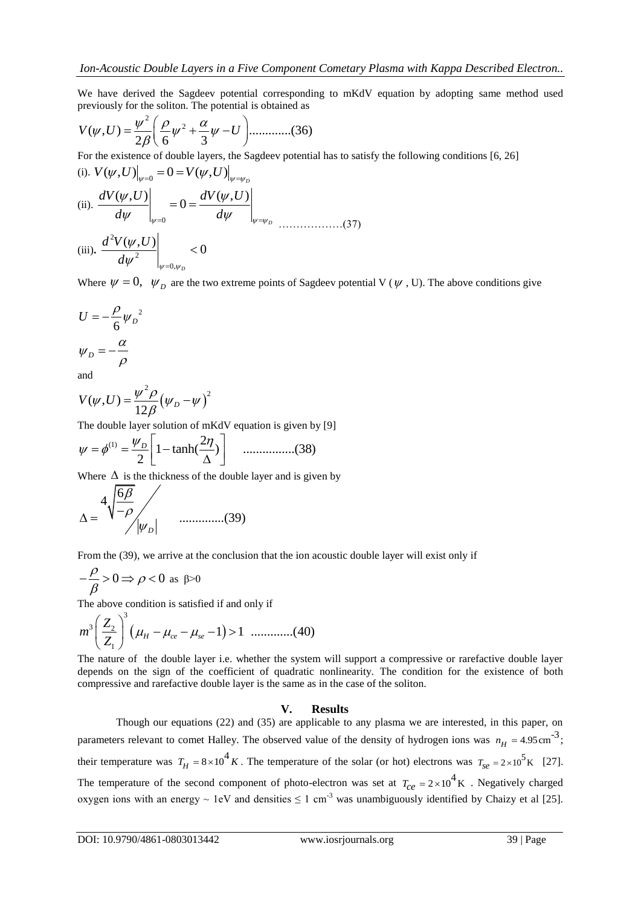We have derived the Sagdeev potential corresponding to mKdV equation by adopting same method used previously for the soliton. The potential is obtained as

$$V(\psi,U)=\frac{\psi^2}{2\beta}\left(\frac{\rho}{6}\psi^2+\frac{\alpha}{3}\psi-U\right)............(36)$$

For the existence of double layers, the Sagdeev potential has to satisfy the following conditions [6, 26]

(i). $V(\psi,U)\big|_{\psi=0}=0=V(\psi,U)\big|_{\psi=\psi_D}$

(ii). $\left.\frac{dV(\psi,U)}{d\psi}\right|_{\psi=0}=0=\left.\frac{dV(\psi,U)}{d\psi}\right|_{\psi=\psi_D}$ ………………(37)

(iii). $\left.\frac{d^2V(\psi,U)}{d\psi^2}\right|_{\psi=0,\psi_D}<0$

Where $\psi=0,\ \psi_D$ are the two extreme points of Sagdeev potential V ( $\psi$ , U). The above conditions give

$$U=-\frac{\rho}{6}\psi_D{}^2$$

$$\psi_D=-\frac{\alpha}{\rho}$$

and

$$V(\psi,U)=\frac{\psi^2\rho}{12\beta}\left(\psi_D-\psi\right)^2$$

The double layer solution of mKdV equation is given by [9]

$$\psi=\phi^{(1)}=\frac{\psi_D}{2}\left[1-\tanh\left(\frac{2\eta}{\Delta}\right)\right]\quad ................(38)$$

Where $\Delta$ is the thickness of the double layer and is given by

$$\Delta=\frac{4\sqrt{\frac{6\beta}{-\rho}}}{|\psi_D|}\qquad .............(39)$$

From the (39), we arrive at the conclusion that the ion acoustic double layer will exist only if

$$-\frac{\rho}{\beta}>0\Rightarrow\rho<0\ \text{ as }\ \beta>0$$

The above condition is satisfied if and only if

$$m^3\left(\frac{Z_2}{Z_1}\right)^3\left(\mu_H-\mu_{ce}-\mu_{se}-1\right)>1\quad .............(40)$$

The nature of the double layer i.e. whether the system will support a compressive or rarefactive double layer depends on the sign of the coefficient of quadratic nonlinearity. The condition for the existence of both compressive and rarefactive double layer is the same as in the case of the soliton.

## V. Results

Though our equations (22) and (35) are applicable to any plasma we are interested, in this paper, on parameters relevant to comet Halley. The observed value of the density of hydrogen ions was $n_H=4.95\,\text{cm}^{-3}$; their temperature was $T_H=8\times10^4\,K$. The temperature of the solar (or hot) electrons was $T_{se}=2\times10^5\,\text{K}$ [27]. The temperature of the second component of photo-electron was set at $T_{ce}=2\times10^4\,\text{K}$ . Negatively charged oxygen ions with an energy ~ 1eV and densities ≤ 1 cm$^{-3}$ was unambiguously identified by Chaizy et al [25].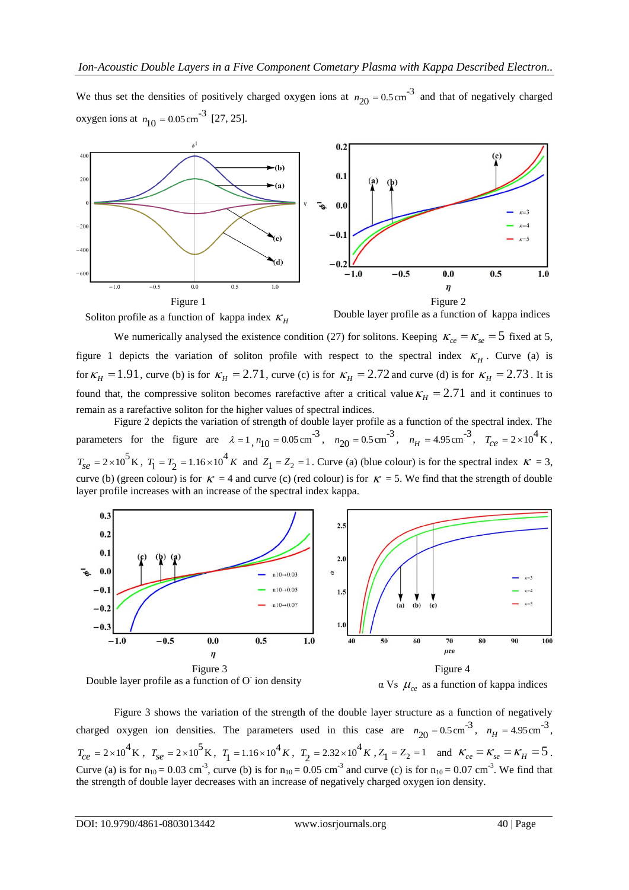We thus set the densities of positively charged oxygen ions at $n_{20} = 0.5\,\text{cm}^{-3}$ and that of negatively charged oxygen ions at $n_{10} = 0.05\,\text{cm}^{-3}$ [27, 25].

Figure 1
Soliton profile as a function of kappa index $\kappa_H$

Figure 2
Double layer profile as a function of kappa indices

We numerically analysed the existence condition (27) for solitons. Keeping $\kappa_{ce} = \kappa_{se} = 5$ fixed at 5, figure 1 depicts the variation of soliton profile with respect to the spectral index $\kappa_H$. Curve (a) is for $\kappa_H = 1.91$, curve (b) is for $\kappa_H = 2.71$, curve (c) is for $\kappa_H = 2.72$ and curve (d) is for $\kappa_H = 2.73$. It is found that, the compressive soliton becomes rarefactive after a critical value $\kappa_H = 2.71$ and it continues to remain as a rarefactive soliton for the higher values of spectral indices.

Figure 2 depicts the variation of strength of double layer profile as a function of the spectral index. The parameters for the figure are $\lambda = 1$, $n_{10} = 0.05\,\text{cm}^{-3}$, $n_{20} = 0.5\,\text{cm}^{-3}$, $n_H = 4.95\,\text{cm}^{-3}$, $T_{ce} = 2\times10^4\,\text{K}$, $T_{se} = 2\times10^5\,\text{K}$, $T_1 = T_2 = 1.16\times10^4\,K$ and $Z_1 = Z_2 = 1$. Curve (a) (blue colour) is for the spectral index $\kappa = 3$, curve (b) (green colour) is for $\kappa = 4$ and curve (c) (red colour) is for $\kappa = 5$. We find that the strength of double layer profile increases with an increase of the spectral index kappa.

Figure 3
Double layer profile as a function of O$^-$ ion density

Figure 4
$\alpha$ Vs $\mu_{ce}$ as a function of kappa indices

Figure 3 shows the variation of the strength of the double layer structure as a function of negatively charged oxygen ion densities. The parameters used in this case are $n_{20} = 0.5\,\text{cm}^{-3}$, $n_H = 4.95\,\text{cm}^{-3}$, $T_{ce} = 2\times10^4\,\text{K}$, $T_{se} = 2\times10^5\,\text{K}$, $T_1 = 1.16\times10^4\,K$, $T_2 = 2.32\times10^4\,K$, $Z_1 = Z_2 = 1$ and $\kappa_{ce} = \kappa_{se} = \kappa_H = 5$. Curve (a) is for $n_{10} = 0.03\,\text{cm}^{-3}$, curve (b) is for $n_{10} = 0.05\,\text{cm}^{-3}$ and curve (c) is for $n_{10} = 0.07\,\text{cm}^{-3}$. We find that the strength of double layer decreases with an increase of negatively charged oxygen ion density.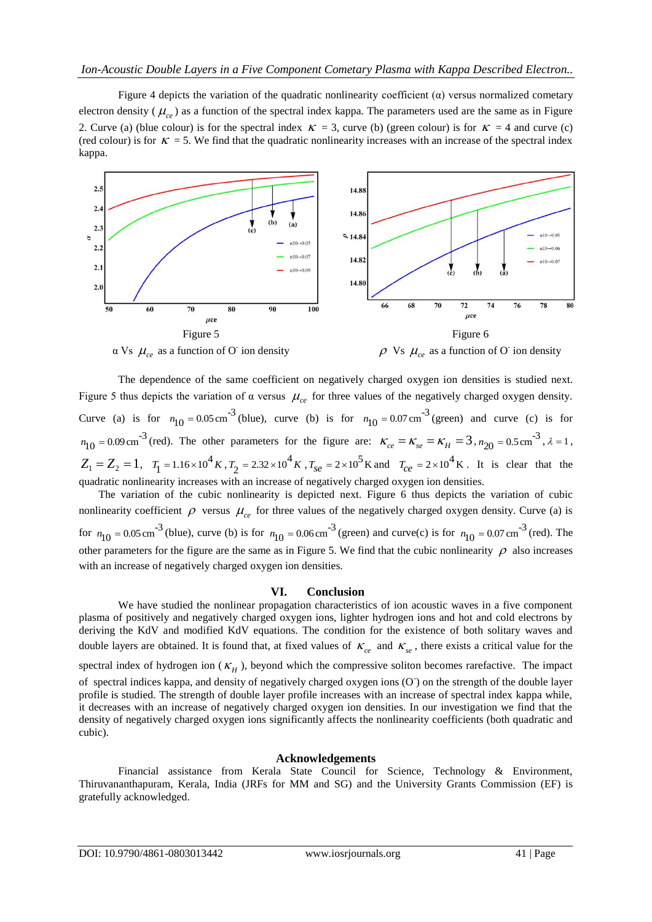Figure 4 depicts the variation of the quadratic nonlinearity coefficient (α) versus normalized cometary electron density ( $\mu_{ce}$ ) as a function of the spectral index kappa. The parameters used are the same as in Figure 2. Curve (a) (blue colour) is for the spectral index $\kappa$ = 3, curve (b) (green colour) is for $\kappa$ = 4 and curve (c) (red colour) is for $\kappa$ = 5. We find that the quadratic nonlinearity increases with an increase of the spectral index kappa.

Figure 5

α Vs $\mu_{ce}$ as a function of O⁻ ion density

Figure 6

$\rho$ Vs $\mu_{ce}$ as a function of O⁻ ion density

The dependence of the same coefficient on negatively charged oxygen ion densities is studied next. Figure 5 thus depicts the variation of α versus $\mu_{ce}$ for three values of the negatively charged oxygen density. Curve (a) is for $n_{10} = 0.05\,\text{cm}^{-3}$ (blue), curve (b) is for $n_{10} = 0.07\,\text{cm}^{-3}$ (green) and curve (c) is for $n_{10} = 0.09\,\text{cm}^{-3}$ (red). The other parameters for the figure are: $\kappa_{ce} = \kappa_{se} = \kappa_H = 3$, $n_{20} = 0.5\,\text{cm}^{-3}$, $\lambda = 1$, $Z_1 = Z_2 = 1$, $T_1 = 1.16\times10^4 K$, $T_2 = 2.32\times10^4 K$, $T_{se} = 2\times10^5\,\text{K}$ and $T_{ce} = 2\times10^4\,\text{K}$. It is clear that the quadratic nonlinearity increases with an increase of negatively charged oxygen ion densities.

The variation of the cubic nonlinearity is depicted next. Figure 6 thus depicts the variation of cubic nonlinearity coefficient $\rho$ versus $\mu_{ce}$ for three values of the negatively charged oxygen density. Curve (a) is for $n_{10} = 0.05\,\text{cm}^{-3}$ (blue), curve (b) is for $n_{10} = 0.06\,\text{cm}^{-3}$ (green) and curve(c) is for $n_{10} = 0.07\,\text{cm}^{-3}$ (red). The other parameters for the figure are the same as in Figure 5. We find that the cubic nonlinearity $\rho$ also increases with an increase of negatively charged oxygen ion densities.

## VI. Conclusion

We have studied the nonlinear propagation characteristics of ion acoustic waves in a five component plasma of positively and negatively charged oxygen ions, lighter hydrogen ions and hot and cold electrons by deriving the KdV and modified KdV equations. The condition for the existence of both solitary waves and double layers are obtained. It is found that, at fixed values of $\kappa_{ce}$ and $\kappa_{se}$, there exists a critical value for the spectral index of hydrogen ion ( $\kappa_H$ ), beyond which the compressive soliton becomes rarefactive. The impact of spectral indices kappa, and density of negatively charged oxygen ions (O⁻) on the strength of the double layer profile is studied. The strength of double layer profile increases with an increase of spectral index kappa while, it decreases with an increase of negatively charged oxygen ion densities. In our investigation we find that the density of negatively charged oxygen ions significantly affects the nonlinearity coefficients (both quadratic and cubic).

## Acknowledgements

Financial assistance from Kerala State Council for Science, Technology & Environment, Thiruvananthapuram, Kerala, India (JRFs for MM and SG) and the University Grants Commission (EF) is gratefully acknowledged.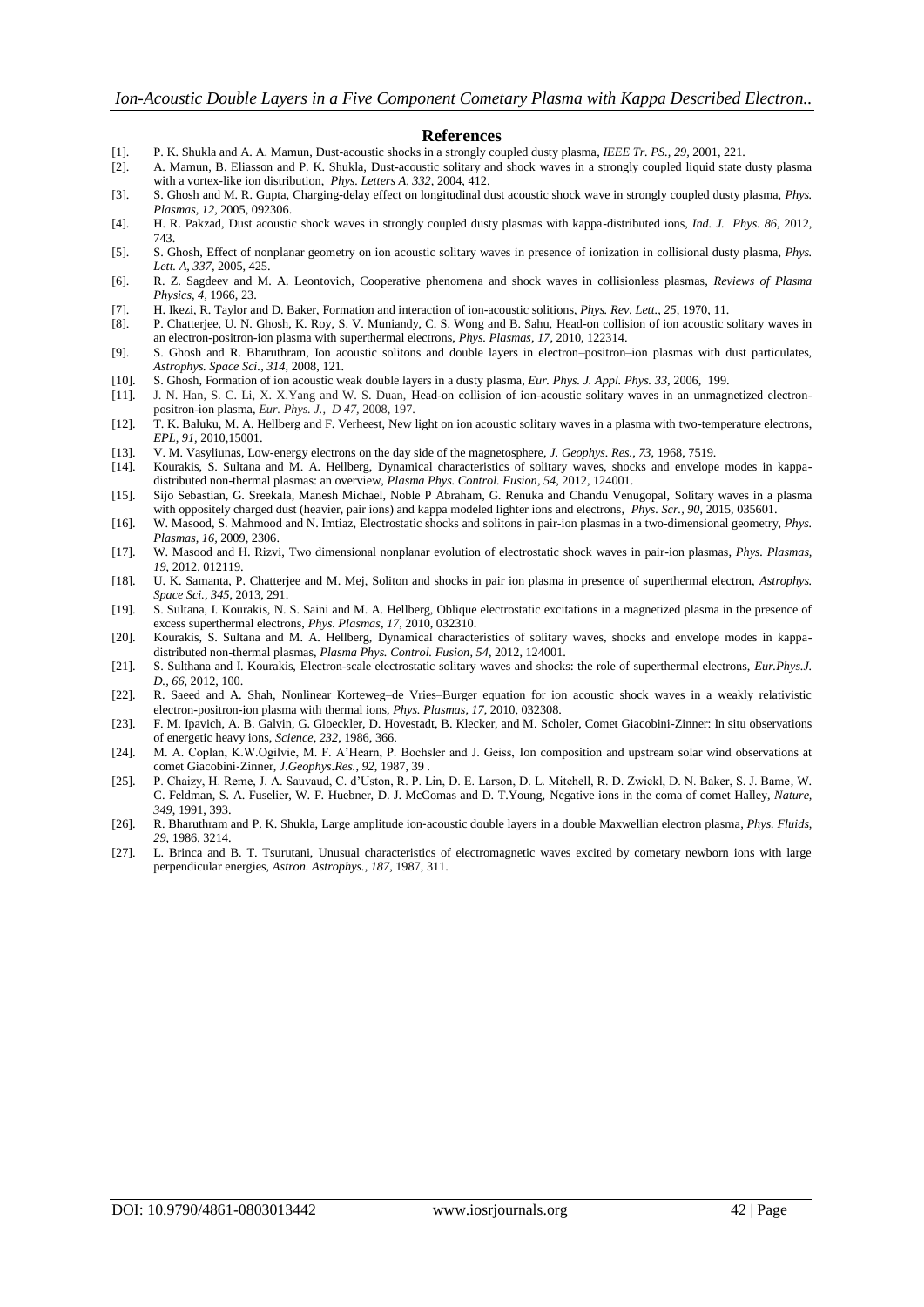## References

[1]. P. K. Shukla and A. A. Mamun, Dust-acoustic shocks in a strongly coupled dusty plasma, *IEEE Tr. PS., 29*, 2001, 221.

[2]. A. Mamun, B. Eliasson and P. K. Shukla, Dust-acoustic solitary and shock waves in a strongly coupled liquid state dusty plasma with a vortex-like ion distribution, *Phys. Letters A, 332*, 2004, 412.

[3]. S. Ghosh and M. R. Gupta, Charging-delay effect on longitudinal dust acoustic shock wave in strongly coupled dusty plasma, *Phys. Plasmas, 12*, 2005, 092306.

[4]. H. R. Pakzad, Dust acoustic shock waves in strongly coupled dusty plasmas with kappa-distributed ions, *Ind. J. Phys. 86*, 2012, 743.

[5]. S. Ghosh, Effect of nonplanar geometry on ion acoustic solitary waves in presence of ionization in collisional dusty plasma, *Phys. Lett. A, 337*, 2005, 425.

[6]. R. Z. Sagdeev and M. A. Leontovich, Cooperative phenomena and shock waves in collisionless plasmas, *Reviews of Plasma Physics, 4*, 1966, 23.

[7]. H. Ikezi, R. Taylor and D. Baker, Formation and interaction of ion-acoustic solitions, *Phys. Rev. Lett., 25*, 1970, 11.

[8]. P. Chatterjee, U. N. Ghosh, K. Roy, S. V. Muniandy, C. S. Wong and B. Sahu, Head-on collision of ion acoustic solitary waves in an electron-positron-ion plasma with superthermal electrons, *Phys. Plasmas, 17*, 2010, 122314.

[9]. S. Ghosh and R. Bharuthram, Ion acoustic solitons and double layers in electron–positron–ion plasmas with dust particulates, *Astrophys. Space Sci., 314*, 2008, 121.

[10]. S. Ghosh, Formation of ion acoustic weak double layers in a dusty plasma, *Eur. Phys. J. Appl. Phys. 33*, 2006, 199.

[11]. J. N. Han, S. C. Li, X. X.Yang and W. S. Duan, Head-on collision of ion-acoustic solitary waves in an unmagnetized electron-positron-ion plasma, *Eur. Phys. J., D 47*, 2008, 197.

[12]. T. K. Baluku, M. A. Hellberg and F. Verheest, New light on ion acoustic solitary waves in a plasma with two-temperature electrons, *EPL, 91*, 2010,15001.

[13]. V. M. Vasyliunas, Low-energy electrons on the day side of the magnetosphere, *J. Geophys. Res., 73*, 1968, 7519.

[14]. Kourakis, S. Sultana and M. A. Hellberg, Dynamical characteristics of solitary waves, shocks and envelope modes in kappa-distributed non-thermal plasmas: an overview, *Plasma Phys. Control. Fusion, 54*, 2012, 124001.

[15]. Sijo Sebastian, G. Sreekala, Manesh Michael, Noble P Abraham, G. Renuka and Chandu Venugopal, Solitary waves in a plasma with oppositely charged dust (heavier, pair ions) and kappa modeled lighter ions and electrons, *Phys. Scr., 90*, 2015, 035601.

[16]. W. Masood, S. Mahmood and N. Imtiaz, Electrostatic shocks and solitons in pair-ion plasmas in a two-dimensional geometry, *Phys. Plasmas, 16*, 2009, 2306.

[17]. W. Masood and H. Rizvi, Two dimensional nonplanar evolution of electrostatic shock waves in pair-ion plasmas, *Phys. Plasmas, 19*, 2012, 012119.

[18]. U. K. Samanta, P. Chatterjee and M. Mej, Soliton and shocks in pair ion plasma in presence of superthermal electron, *Astrophys. Space Sci., 345*, 2013, 291.

[19]. S. Sultana, I. Kourakis, N. S. Saini and M. A. Hellberg, Oblique electrostatic excitations in a magnetized plasma in the presence of excess superthermal electrons, *Phys. Plasmas, 17*, 2010, 032310.

[20]. Kourakis, S. Sultana and M. A. Hellberg, Dynamical characteristics of solitary waves, shocks and envelope modes in kappa-distributed non-thermal plasmas, *Plasma Phys. Control. Fusion, 54*, 2012, 124001.

[21]. S. Sulthana and I. Kourakis, Electron-scale electrostatic solitary waves and shocks: the role of superthermal electrons, *Eur.Phys.J. D., 66*, 2012, 100.

[22]. R. Saeed and A. Shah, Nonlinear Korteweg–de Vries–Burger equation for ion acoustic shock waves in a weakly relativistic electron-positron-ion plasma with thermal ions, *Phys. Plasmas, 17*, 2010, 032308.

[23]. F. M. Ipavich, A. B. Galvin, G. Gloeckler, D. Hovestadt, B. Klecker, and M. Scholer, Comet Giacobini-Zinner: In situ observations of energetic heavy ions, *Science, 232*, 1986, 366.

[24]. M. A. Coplan, K.W.Ogilvie, M. F. A'Hearn, P. Bochsler and J. Geiss, Ion composition and upstream solar wind observations at comet Giacobini-Zinner, *J.Geophys.Res., 92*, 1987, 39 .

[25]. P. Chaizy, H. Reme, J. A. Sauvaud, C. d'Uston, R. P. Lin, D. E. Larson, D. L. Mitchell, R. D. Zwickl, D. N. Baker, S. J. Bame, W. C. Feldman, S. A. Fuselier, W. F. Huebner, D. J. McComas and D. T.Young, Negative ions in the coma of comet Halley, *Nature, 349*, 1991, 393.

[26]. R. Bharuthram and P. K. Shukla, Large amplitude ion-acoustic double layers in a double Maxwellian electron plasma, *Phys. Fluids, 29*, 1986, 3214.

[27]. L. Brinca and B. T. Tsurutani, Unusual characteristics of electromagnetic waves excited by cometary newborn ions with large perpendicular energies, *Astron. Astrophys., 187*, 1987, 311.